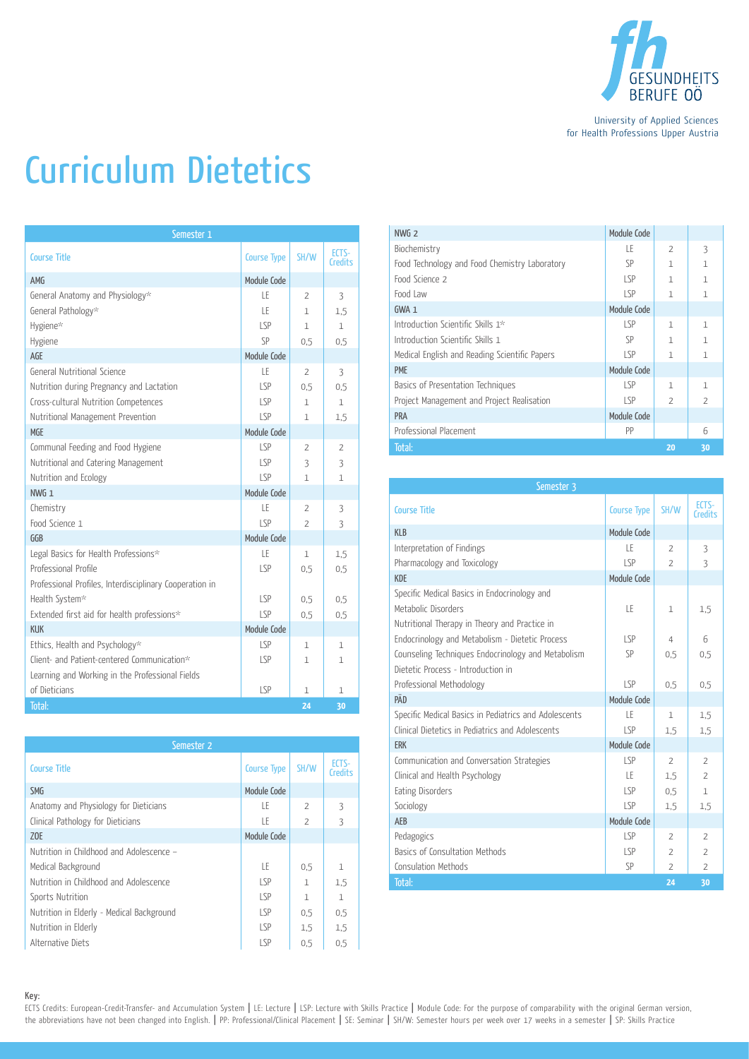University of Applied Sciences for Health Professions Upper Austria

# Curriculum Dietetics

| Semester 1 | | | |
|---|---|---|---|
| Course Title | Course Type | SH/W | ECTS-Credits |
| AMG | Module Code | | |
| General Anatomy and Physiology* | LE | 2 | 3 |
| General Pathology* | LE | 1 | 1,5 |
| Hygiene* | LSP | 1 | 1 |
| Hygiene | SP | 0,5 | 0,5 |
| AGE | Module Code | | |
| General Nutritional Science | LE | 2 | 3 |
| Nutrition during Pregnancy and Lactation | LSP | 0,5 | 0,5 |
| Cross-cultural Nutrition Competences | LSP | 1 | 1 |
| Nutritional Management Prevention | LSP | 1 | 1,5 |
| MGE | Module Code | | |
| Communal Feeding and Food Hygiene | LSP | 2 | 2 |
| Nutritional and Catering Management | LSP | 3 | 3 |
| Nutrition and Ecology | LSP | 1 | 1 |
| NWG 1 | Module Code | | |
| Chemistry | LE | 2 | 3 |
| Food Science 1 | LSP | 2 | 3 |
| GGB | Module Code | | |
| Legal Basics for Health Professions* | LE | 1 | 1,5 |
| Professional Profile | LSP | 0,5 | 0,5 |
| Professional Profiles, Interdisciplinary Cooperation in Health System* | LSP | 0,5 | 0,5 |
| Extended first aid for health professions* | LSP | 0,5 | 0,5 |
| KUK | Module Code | | |
| Ethics, Health and Psychology* | LSP | 1 | 1 |
| Client- and Patient-centered Communication* | LSP | 1 | 1 |
| Learning and Working in the Professional Fields of Dieticians | LSP | 1 | 1 |
| Total: | | 24 | 30 |

| Semester 2 | | | |
|---|---|---|---|
| Course Title | Course Type | SH/W | ECTS-Credits |
| SMG | Module Code | | |
| Anatomy and Physiology for Dieticians | LE | 2 | 3 |
| Clinical Pathology for Dieticians | LE | 2 | 3 |
| ZOE | Module Code | | |
| Nutrition in Childhood and Adolescence – Medical Background | LE | 0,5 | 1 |
| Nutrition in Childhood and Adolescence | LSP | 1 | 1,5 |
| Sports Nutrition | LSP | 1 | 1 |
| Nutrition in Elderly - Medical Background | LSP | 0,5 | 0,5 |
| Nutrition in Elderly | LSP | 1,5 | 1,5 |
| Alternative Diets | LSP | 0,5 | 0,5 |
| NWG 2 | Module Code | | |
| Biochemistry | LE | 2 | 3 |
| Food Technology and Food Chemistry Laboratory | SP | 1 | 1 |
| Food Science 2 | LSP | 1 | 1 |
| Food Law | LSP | 1 | 1 |
| GWA 1 | Module Code | | |
| Introduction Scientific Skills 1* | LSP | 1 | 1 |
| Introduction Scientific Skills 1 | SP | 1 | 1 |
| Medical English and Reading Scientific Papers | LSP | 1 | 1 |
| PME | Module Code | | |
| Basics of Presentation Techniques | LSP | 1 | 1 |
| Project Management and Project Realisation | LSP | 2 | 2 |
| PRA | Module Code | | |
| Professional Placement | PP | | 6 |
| Total: | | 20 | 30 |

| Semester 3 | | | |
|---|---|---|---|
| Course Title | Course Type | SH/W | ECTS-Credits |
| KLB | Module Code | | |
| Interpretation of Findings | LE | 2 | 3 |
| Pharmacology and Toxicology | LSP | 2 | 3 |
| KDE | Module Code | | |
| Specific Medical Basics in Endocrinology and Metabolic Disorders | LE | 1 | 1,5 |
| Nutritional Therapy in Theory and Practice in Endocrinology and Metabolism - Dietetic Process | LSP | 4 | 6 |
| Counseling Techniques Endocrinology and Metabolism | SP | 0,5 | 0,5 |
| Dietetic Process - Introduction in Professional Methodology | LSP | 0,5 | 0,5 |
| PÄD | Module Code | | |
| Specific Medical Basics in Pediatrics and Adolescents | LE | 1 | 1,5 |
| Clinical Dietetics in Pediatrics and Adolescents | LSP | 1,5 | 1,5 |
| ERK | Module Code | | |
| Communication and Conversation Strategies | LSP | 2 | 2 |
| Clinical and Health Psychology | LE | 1,5 | 2 |
| Eating Disorders | LSP | 0,5 | 1 |
| Sociology | LSP | 1,5 | 1,5 |
| AEB | Module Code | | |
| Pedagogics | LSP | 2 | 2 |
| Basics of Consultation Methods | LSP | 2 | 2 |
| Consulation Methods | SP | 2 | 2 |
| Total: | | 24 | 30 |

**Key:**
ECTS Credits: European-Credit-Transfer- and Accumulation System | LE: Lecture | LSP: Lecture with Skills Practice | Module Code: For the purpose of comparability with the original German version, the abbreviations have not been changed into English. | PP: Professional/Clinical Placement | SE: Seminar | SH/W: Semester hours per week over 17 weeks in a semester | SP: Skills Practice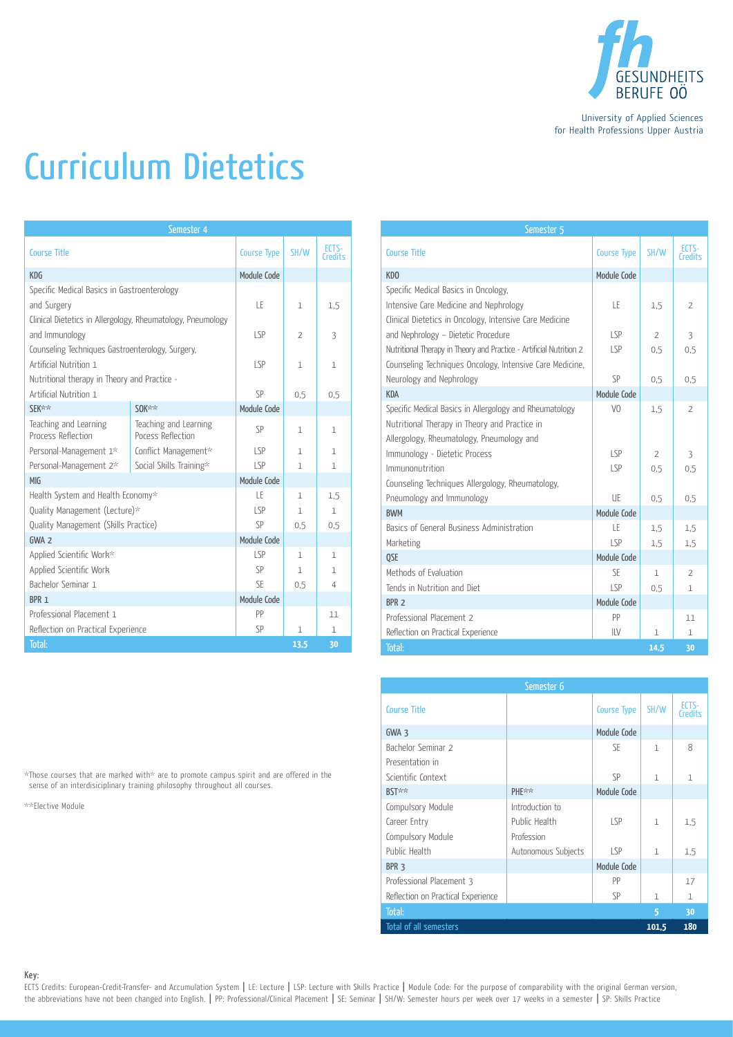University of Applied Sciences
for Health Professions Upper Austria

# Curriculum Dietetics

| Semester 4 | | | | |
|---|---|---|---|---|
| Course Title | | Course Type | SH/W | ECTS-Credits |
| KDG | | Module Code | | |
| Specific Medical Basics in Gastroenterology and Surgery | | LE | 1 | 1,5 |
| Clinical Dietetics in Allergology, Rheumatology, Pneumology and Immunology | | LSP | 2 | 3 |
| Counseling Techniques Gastroenterology, Surgery, Artificial Nutrition 1 | | LSP | 1 | 1 |
| Nutritional therapy in Theory and Practice - Artificial Nutrition 1 | | SP | 0,5 | 0,5 |
| SEK** | SOK** | Module Code | | |
| Teaching and Learning Process Reflection | Teaching and Learning Pocess Reflection | SP | 1 | 1 |
| Personal-Management 1* | Conflict Management* | LSP | 1 | 1 |
| Personal-Management 2* | Social Skills Training* | LSP | 1 | 1 |
| MIG | | Module Code | | |
| Health System and Health Economy* | | LE | 1 | 1,5 |
| Quality Management (Lecture)* | | LSP | 1 | 1 |
| Quality Management (Skills Practice) | | SP | 0,5 | 0,5 |
| GWA 2 | | Module Code | | |
| Applied Scientific Work* | | LSP | 1 | 1 |
| Applied Scientific Work | | SP | 1 | 1 |
| Bachelor Seminar 1 | | SE | 0,5 | 4 |
| BPR 1 | | Module Code | | |
| Professional Placement 1 | | PP | | 11 |
| Reflection on Practical Experience | | SP | 1 | 1 |
| Total: | | | 13,5 | 30 |

| Semester 5 | | | |
|---|---|---|---|
| Course Title | Course Type | SH/W | ECTS-Credits |
| KDO | Module Code | | |
| Specific Medical Basics in Oncology, Intensive Care Medicine and Nephrology | LE | 1,5 | 2 |
| Clinical Dietetics in Oncology, Intensive Care Medicine and Nephrology – Dietetic Procedure | LSP | 2 | 3 |
| Nutritional Therapy in Theory and Practice - Artificial Nutrition 2 | LSP | 0,5 | 0,5 |
| Counseling Techniques Oncology, Intensive Care Medicine, Neurology and Nephrology | SP | 0,5 | 0,5 |
| KDA | Module Code | | |
| Specific Medical Basics in Allergology and Rheumatology | VO | 1,5 | 2 |
| Nutritional Therapy in Theory and Practice in Allergology, Rheumatology, Pneumology and Immunology - Dietetic Process | LSP | 2 | 3 |
| Immunonutrition | LSP | 0,5 | 0,5 |
| Counseling Techniques Allergology, Rheumatology, Pneumology and Immunology | UE | 0,5 | 0,5 |
| BWM | Module Code | | |
| Basics of General Business Administration | LE | 1,5 | 1,5 |
| Marketing | LSP | 1,5 | 1,5 |
| QSE | Module Code | | |
| Methods of Evaluation | SE | 1 | 2 |
| Tends in Nutrition and Diet | LSP | 0,5 | 1 |
| BPR 2 | Module Code | | |
| Professional Placement 2 | PP | | 11 |
| Reflection on Practical Experience | ILV | 1 | 1 |
| Total: | | 14,5 | 30 |

| Semester 6 | | | | |
|---|---|---|---|---|
| Course Title | | Course Type | SH/W | ECTS-Credits |
| GWA 3 | | Module Code | | |
| Bachelor Seminar 2 | | SE | 1 | 8 |
| Presentation in Scientific Context | | SP | 1 | 1 |
| BST** | PHE** | Module Code | | |
| Compulsory Module Career Entry | Introduction to Public Health Profession | LSP | 1 | 1,5 |
| Compulsory Module Public Health | Autonomous Subjects | LSP | 1 | 1,5 |
| BPR 3 | | Module Code | | |
| Professional Placement 3 | | PP | | 17 |
| Reflection on Practical Experience | | SP | 1 | 1 |
| Total: | | | 5 | 30 |
| Total of all semesters | | | 101,5 | 180 |

*Those courses that are marked with* are to promote campus spirit and are offered in the sense of an interdisiciplinary training philosophy throughout all courses.

**Elective Module

**Key:**
ECTS Credits: European-Credit-Transfer- and Accumulation System | LE: Lecture | LSP: Lecture with Skills Practice | Module Code: For the purpose of comparability with the original German version, the abbreviations have not been changed into English. | PP: Professional/Clinical Placement | SE: Seminar | SH/W: Semester hours per week over 17 weeks in a semester | SP: Skills Practice